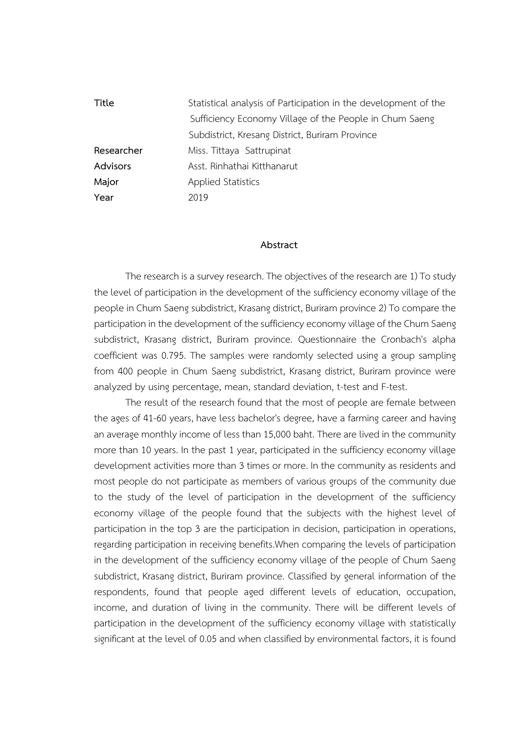| | |
|---|---|
| **Title** | Statistical analysis of Participation in the development of the Sufficiency Economy Village of the People in Chum Saeng Subdistrict, Kresang District, Buriram Province |
| **Researcher** | Miss. Tittaya Sattrupinat |
| **Advisors** | Asst. Rinhathai Kitthanarut |
| **Major** | Applied Statistics |
| **Year** | 2019 |

## Abstract

The research is a survey research. The objectives of the research are 1) To study the level of participation in the development of the sufficiency economy village of the people in Chum Saeng subdistrict, Krasang district, Buriram province 2) To compare the participation in the development of the sufficiency economy village of the Chum Saeng subdistrict, Krasang district, Buriram province. Questionnaire the Cronbach's alpha coefficient was 0.795. The samples were randomly selected using a group sampling from 400 people in Chum Saeng subdistrict, Krasang district, Buriram province were analyzed by using percentage, mean, standard deviation, t-test and F-test.

The result of the research found that the most of people are female between the ages of 41-60 years, have less bachelor's degree, have a farming career and having an average monthly income of less than 15,000 baht. There are lived in the community more than 10 years. In the past 1 year, participated in the sufficiency economy village development activities more than 3 times or more. In the community as residents and most people do not participate as members of various groups of the community due to the study of the level of participation in the development of the sufficiency economy village of the people found that the subjects with the highest level of participation in the top 3 are the participation in decision, participation in operations, regarding participation in receiving benefits.When comparing the levels of participation in the development of the sufficiency economy village of the people of Chum Saeng subdistrict, Krasang district, Buriram province. Classified by general information of the respondents, found that people aged different levels of education, occupation, income, and duration of living in the community. There will be different levels of participation in the development of the sufficiency economy village with statistically significant at the level of 0.05 and when classified by environmental factors, it is found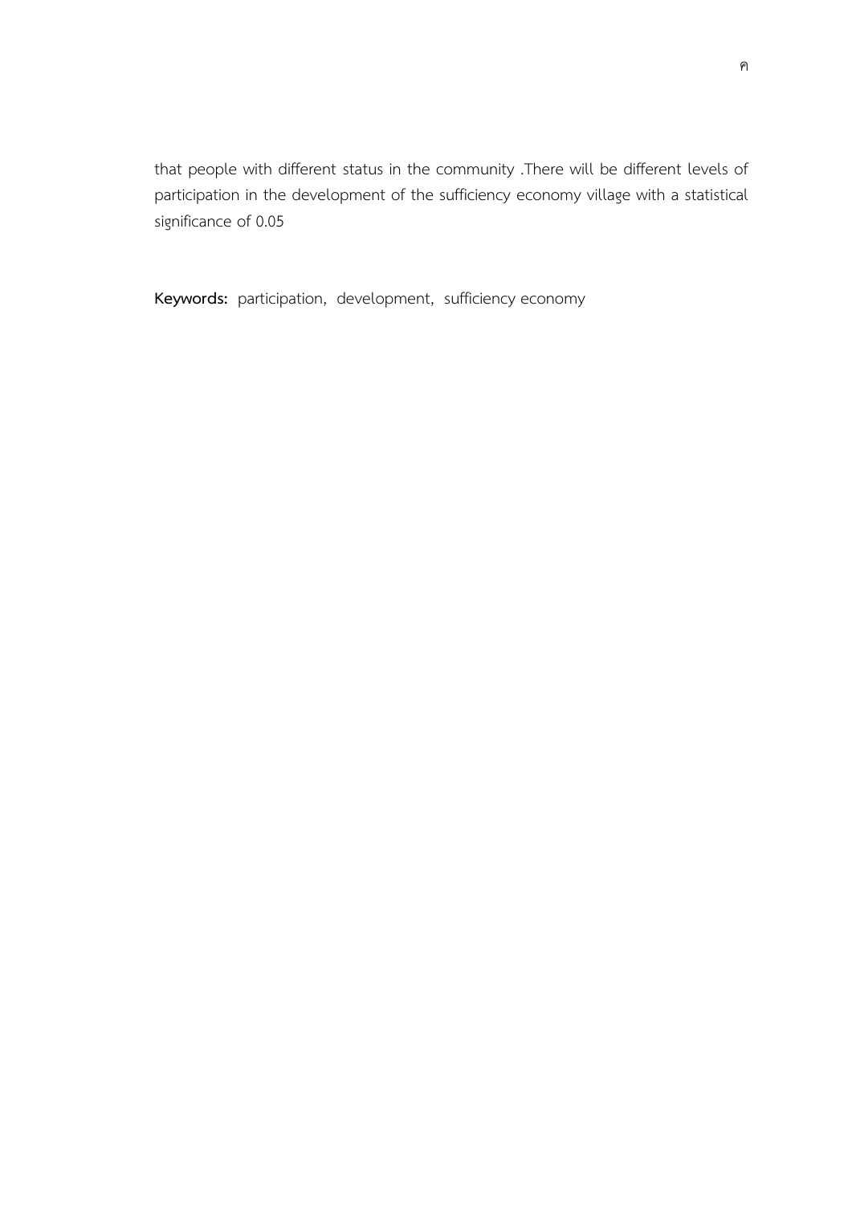that people with different status in the community .There will be different levels of participation in the development of the sufficiency economy village with a statistical significance of 0.05

**Keywords:** participation, development, sufficiency economy